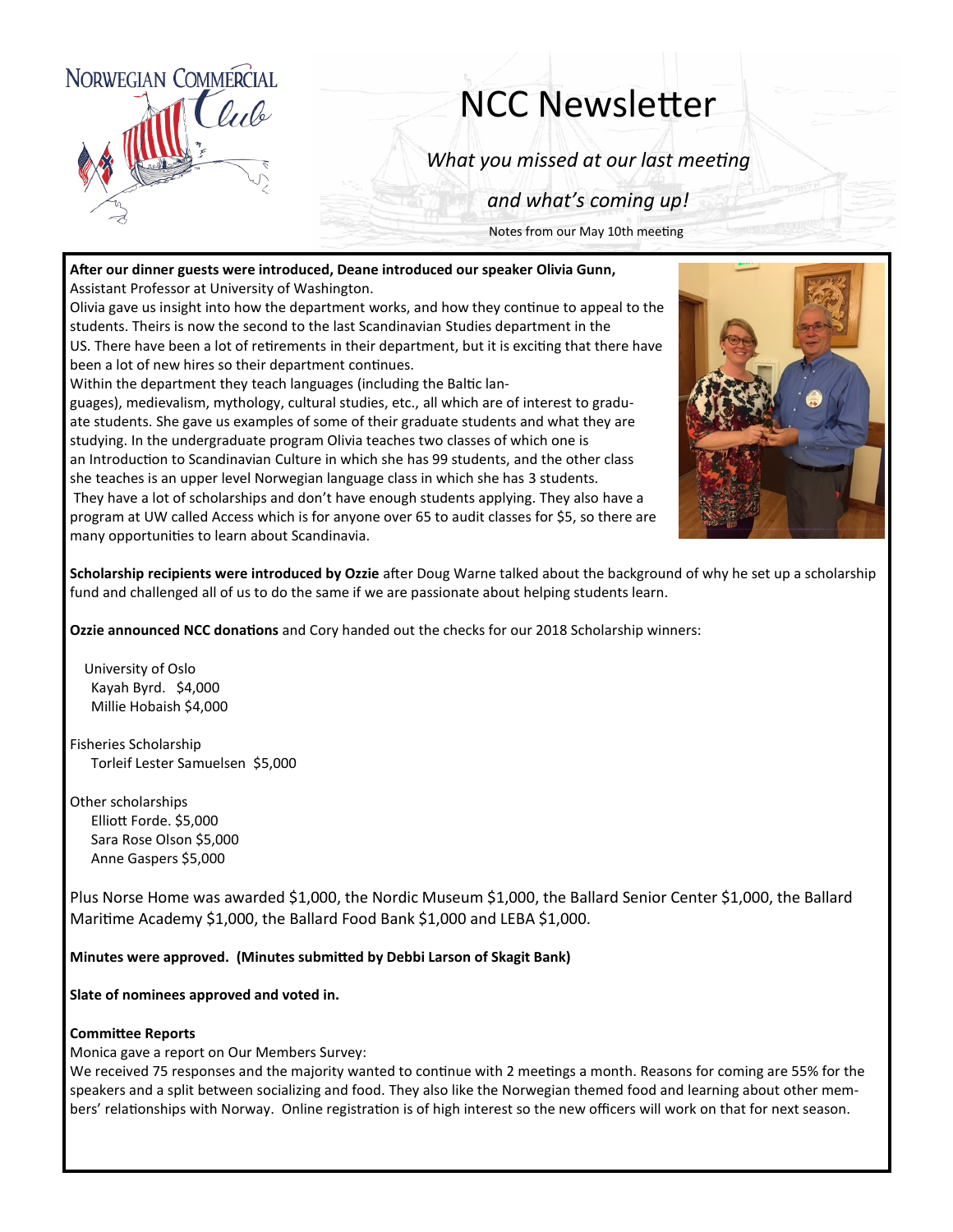NORWEGIAN COMMERCIAL Club

# NCC Newsletter

*What you missed at our last meeting*

*and what's coming up!*

Notes from our May 10th meeting

**After our dinner guests were introduced, Deane introduced our speaker Olivia Gunn,** Assistant Professor at University of Washington.

Olivia gave us insight into how the department works, and how they continue to appeal to the students. Theirs is now the second to the last Scandinavian Studies department in the US. There have been a lot of retirements in their department, but it is exciting that there have been a lot of new hires so their department continues.

Within the department they teach languages (including the Baltic languages), medievalism, mythology, cultural studies, etc., all which are of interest to graduate students. She gave us examples of some of their graduate students and what they are studying. In the undergraduate program Olivia teaches two classes of which one is an Introduction to Scandinavian Culture in which she has 99 students, and the other class she teaches is an upper level Norwegian language class in which she has 3 students.

They have a lot of scholarships and don't have enough students applying. They also have a program at UW called Access which is for anyone over 65 to audit classes for $5, so there are many opportunities to learn about Scandinavia.

**Scholarship recipients were introduced by Ozzie** after Doug Warne talked about the background of why he set up a scholarship fund and challenged all of us to do the same if we are passionate about helping students learn.

**Ozzie announced NCC donations** and Cory handed out the checks for our 2018 Scholarship winners:

University of Oslo
- Kayah Byrd. $4,000
- Millie Hobaish $4,000

Fisheries Scholarship
- Torleif Lester Samuelsen $5,000

Other scholarships
- Elliott Forde. $5,000
- Sara Rose Olson $5,000
- Anne Gaspers $5,000

Plus Norse Home was awarded $1,000, the Nordic Museum $1,000, the Ballard Senior Center $1,000, the Ballard Maritime Academy $1,000, the Ballard Food Bank $1,000 and LEBA $1,000.

**Minutes were approved. (Minutes submitted by Debbi Larson of Skagit Bank)**

**Slate of nominees approved and voted in.**

**Committee Reports**

Monica gave a report on Our Members Survey:

We received 75 responses and the majority wanted to continue with 2 meetings a month. Reasons for coming are 55% for the speakers and a split between socializing and food. They also like the Norwegian themed food and learning about other members' relationships with Norway. Online registration is of high interest so the new officers will work on that for next season.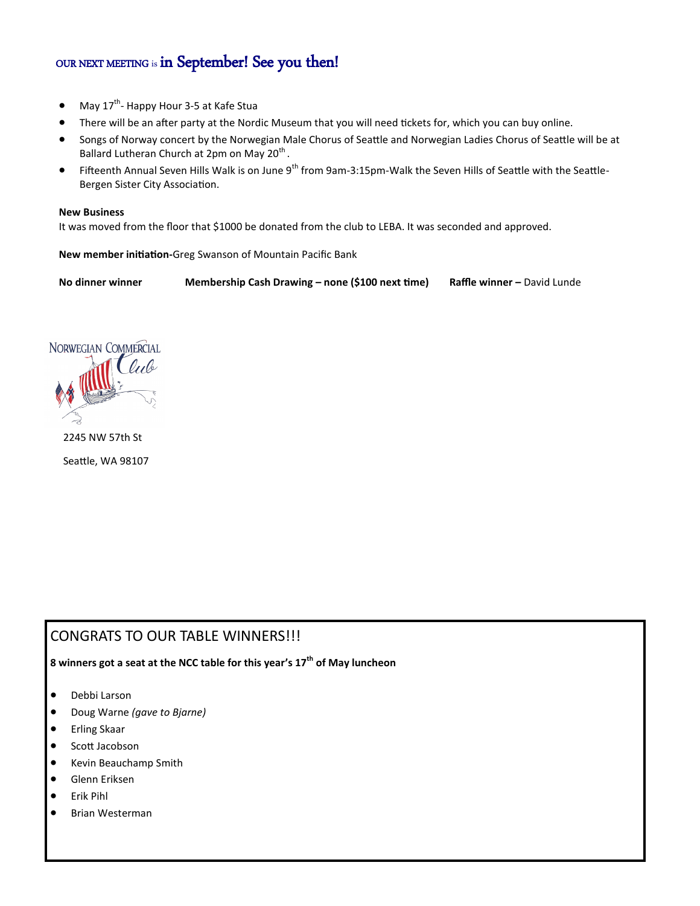## OUR NEXT MEETING is in September! See you then!

- May 17th- Happy Hour 3-5 at Kafe Stua
- There will be an after party at the Nordic Museum that you will need tickets for, which you can buy online.
- Songs of Norway concert by the Norwegian Male Chorus of Seattle and Norwegian Ladies Chorus of Seattle will be at Ballard Lutheran Church at 2pm on May 20th.
- Fifteenth Annual Seven Hills Walk is on June 9th from 9am-3:15pm-Walk the Seven Hills of Seattle with the Seattle-Bergen Sister City Association.

**New Business**

It was moved from the floor that $1000 be donated from the club to LEBA. It was seconded and approved.

**New member initiation-**Greg Swanson of Mountain Pacific Bank

**No dinner winner** **Membership Cash Drawing – none ($100 next time)** **Raffle winner –** David Lunde

NORWEGIAN COMMERCIAL Club

2245 NW 57th St

Seattle, WA 98107

## CONGRATS TO OUR TABLE WINNERS!!!

**8 winners got a seat at the NCC table for this year's 17th of May luncheon**

- Debbi Larson
- Doug Warne *(gave to Bjarne)*
- Erling Skaar
- Scott Jacobson
- Kevin Beauchamp Smith
- Glenn Eriksen
- Erik Pihl
- Brian Westerman